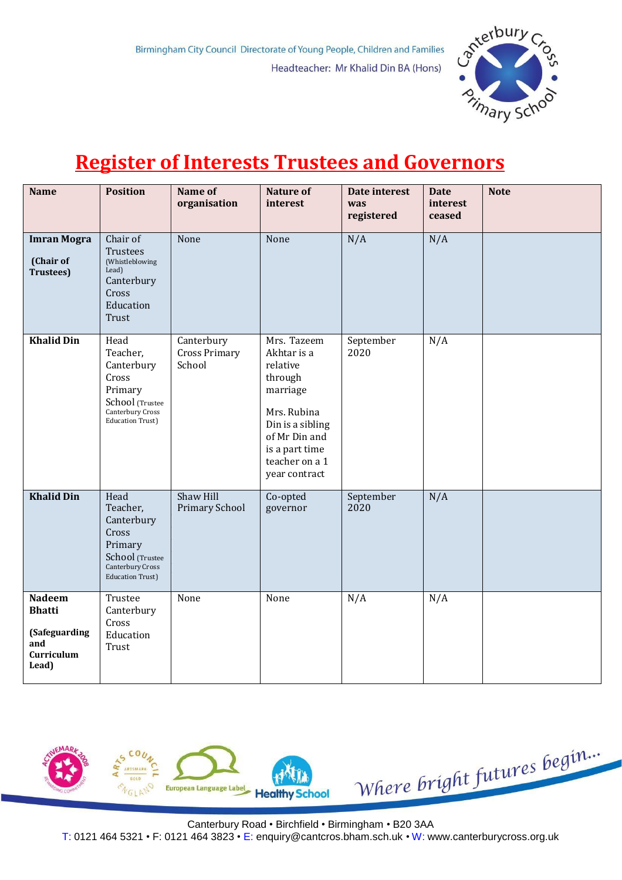Birmingham City Council Directorate of Young People, Children and Families

Headteacher: Mr Khalid Din BA (Hons)

# Register of Interests Trustees and Governors

| Name | Position | Name of organisation | Nature of interest | Date interest was registered | Date interest ceased | Note |
|---|---|---|---|---|---|---|
| **Imran Mogra** **(Chair of Trustees)** | Chair of Trustees (Whistleblowing Lead) Canterbury Cross Education Trust | None | None | N/A | N/A | |
| **Khalid Din** | Head Teacher, Canterbury Cross Primary School (Trustee Canterbury Cross Education Trust) | Canterbury Cross Primary School | Mrs. Tazeem Akhtar is a relative through marriage<br><br>Mrs. Rubina Din is a sibling of Mr Din and is a part time teacher on a 1 year contract | September 2020 | N/A | |
| **Khalid Din** | Head Teacher, Canterbury Cross Primary School (Trustee Canterbury Cross Education Trust) | Shaw Hill Primary School | Co-opted governor | September 2020 | N/A | |
| **Nadeem Bhatti** **(Safeguarding and Curriculum Lead)** | Trustee Canterbury Cross Education Trust | None | None | N/A | N/A | |

Where bright futures begin...

Canterbury Road • Birchfield • Birmingham • B20 3AA

T: 0121 464 5321 • F: 0121 464 3823 • E: enquiry@cantcros.bham.sch.uk • W: www.canterburycross.org.uk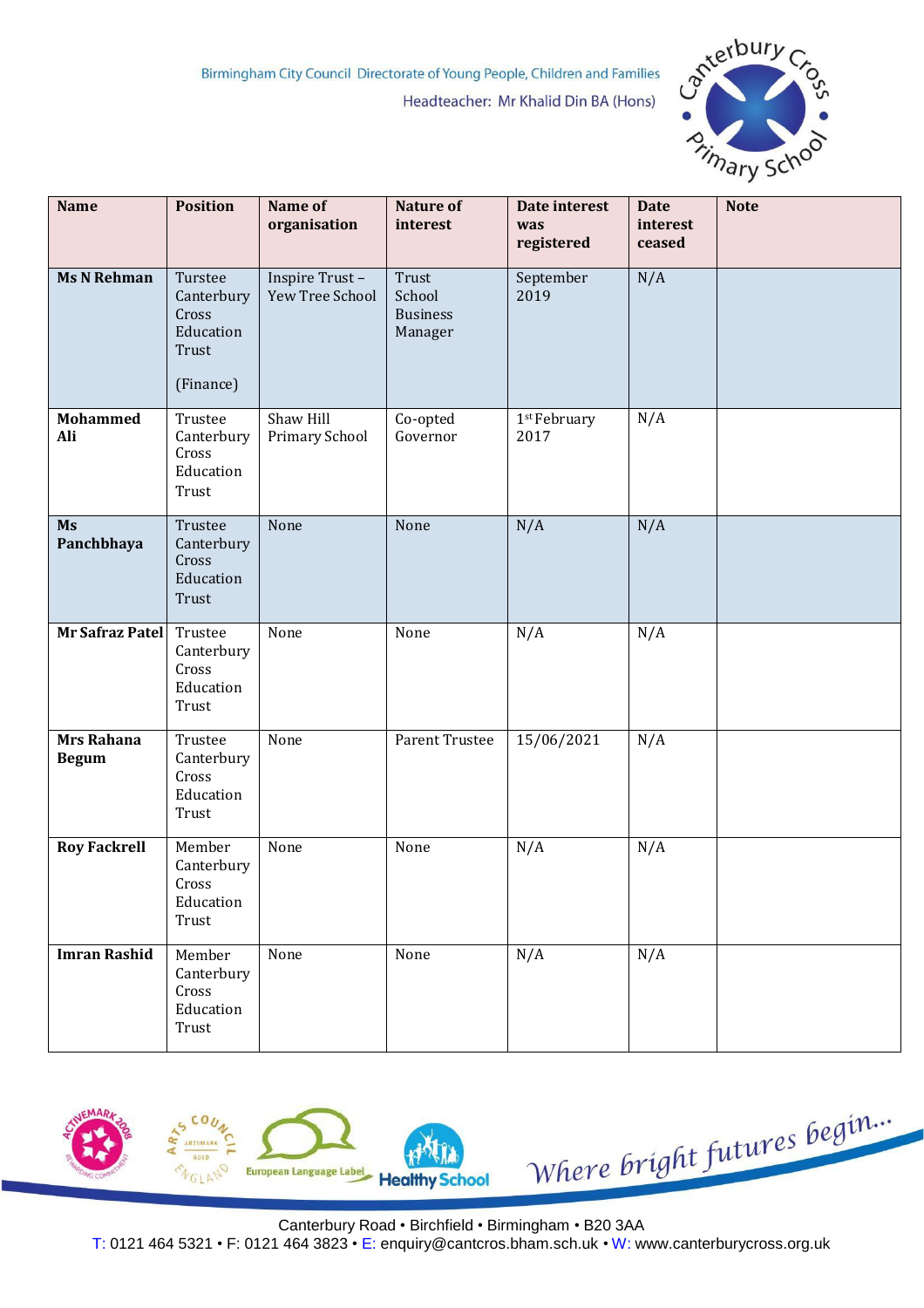| Name | Position | Name of organisation | Nature of interest | Date interest was registered | Date interest ceased | Note |
| --- | --- | --- | --- | --- | --- | --- |
| **Ms N Rehman** | Turstee Canterbury Cross Education Trust (Finance) | Inspire Trust – Yew Tree School | Trust School Business Manager | September 2019 | N/A | |
| **Mohammed Ali** | Trustee Canterbury Cross Education Trust | Shaw Hill Primary School | Co-opted Governor | 1st February 2017 | N/A | |
| **Ms Panchbhaya** | Trustee Canterbury Cross Education Trust | None | None | N/A | N/A | |
| **Mr Safraz Patel** | Trustee Canterbury Cross Education Trust | None | None | N/A | N/A | |
| **Mrs Rahana Begum** | Trustee Canterbury Cross Education Trust | None | Parent Trustee | 15/06/2021 | N/A | |
| **Roy Fackrell** | Member Canterbury Cross Education Trust | None | None | N/A | N/A | |
| **Imran Rashid** | Member Canterbury Cross Education Trust | None | None | N/A | N/A | |